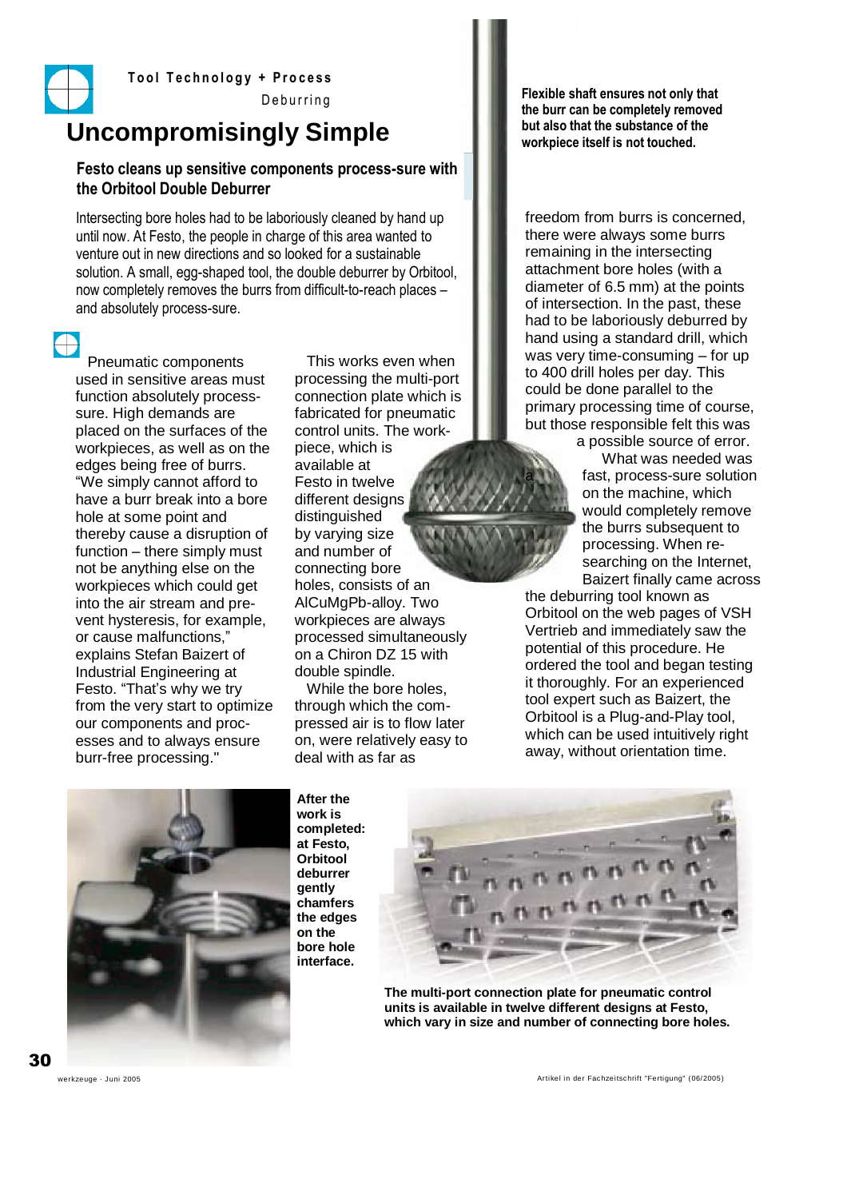Tool Technology + Process
Deburring

# Uncompromisingly Simple

## Festo cleans up sensitive components process-sure with the Orbitool Double Deburrer

Intersecting bore holes had to be laboriously cleaned by hand up until now. At Festo, the people in charge of this area wanted to venture out in new directions and so looked for a sustainable solution. A small, egg-shaped tool, the double deburrer by Orbitool, now completely removes the burrs from difficult-to-reach places – and absolutely process-sure.

Pneumatic components used in sensitive areas must function absolutely process-sure. High demands are placed on the surfaces of the workpieces, as well as on the edges being free of burrs. “We simply cannot afford to have a burr break into a bore hole at some point and thereby cause a disruption of function – there simply must not be anything else on the workpieces which could get into the air stream and prevent hysteresis, for example, or cause malfunctions,” explains Stefan Baizert of Industrial Engineering at Festo. “That’s why we try from the very start to optimize our components and processes and to always ensure burr-free processing."

This works even when processing the multi-port connection plate which is fabricated for pneumatic control units. The work-piece, which is available at Festo in twelve different designs distinguished by varying size and number of connecting bore holes, consists of an AlCuMgPb-alloy. Two workpieces are always processed simultaneously on a Chiron DZ 15 with double spindle.

While the bore holes, through which the compressed air is to flow later on, were relatively easy to deal with as far as freedom from burrs is concerned, there were always some burrs remaining in the intersecting attachment bore holes (with a diameter of 6.5 mm) at the points of intersection. In the past, these had to be laboriously deburred by hand using a standard drill, which was very time-consuming – for up to 400 drill holes per day. This could be done parallel to the primary processing time of course, but those responsible felt this was a possible source of error.

What was needed was a fast, process-sure solution on the machine, which would completely remove the burrs subsequent to processing. When researching on the Internet, Baizert finally came across the deburring tool known as Orbitool on the web pages of VSH Vertrieb and immediately saw the potential of this procedure. He ordered the tool and began testing it thoroughly. For an experienced tool expert such as Baizert, the Orbitool is a Plug-and-Play tool, which can be used intuitively right away, without orientation time.

**Flexible shaft ensures not only that the burr can be completely removed but also that the substance of the workpiece itself is not touched.**

**After the work is completed: at Festo, Orbitool deburrer gently chamfers the edges on the bore hole interface.**

**The multi-port connection plate for pneumatic control units is available in twelve different designs at Festo, which vary in size and number of connecting bore holes.**

Artikel in der Fachzeitschrift "Fertigung" (06/2005)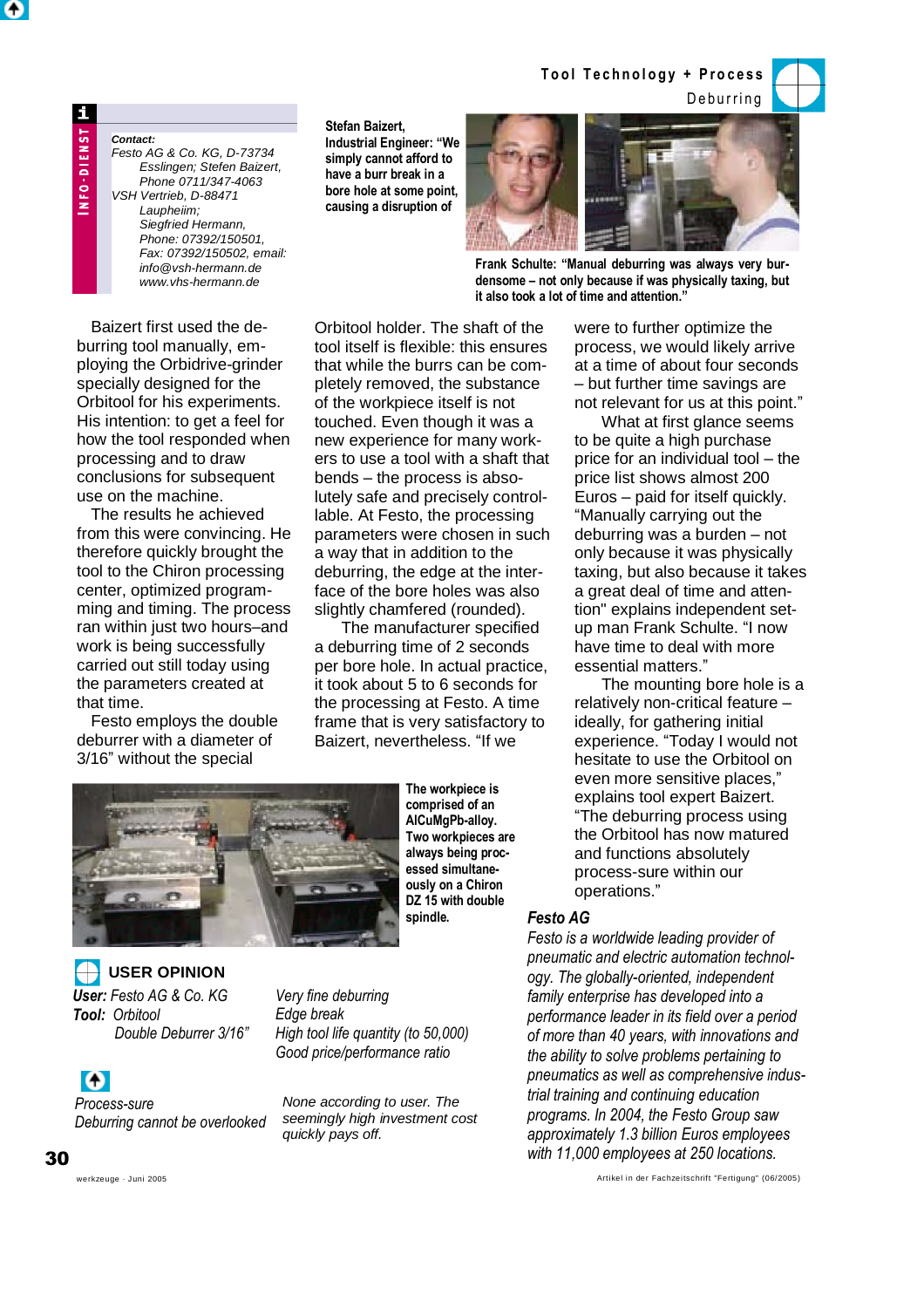**INFO-DIENST**

*Contact:*
*Festo AG & Co. KG, D-73734 Esslingen; Stefan Baizert, Phone 0711/347-4063*
*VSH Vertrieb, D-88471 Laupheiim; Siegfried Hermann, Phone: 07392/150501, Fax: 07392/150502, email: info@vsh-hermann.de www.vhs-hermann.de*

**Stefan Baizert, Industrial Engineer: "We simply cannot afford to have a burr break in a bore hole at some point, causing a disruption of**

**Frank Schulte: "Manual deburring was always very burdensome – not only because if was physically taxing, but it also took a lot of time and attention."**

Baizert first used the deburring tool manually, employing the Orbidrive-grinder specially designed for the Orbitool for his experiments. His intention: to get a feel for how the tool responded when processing and to draw conclusions for subsequent use on the machine.

The results he achieved from this were convincing. He therefore quickly brought the tool to the Chiron processing center, optimized programming and timing. The process ran within just two hours–and work is being successfully carried out still today using the parameters created at that time.

Festo employs the double deburrer with a diameter of 3/16" without the special Orbitool holder. The shaft of the tool itself is flexible: this ensures that while the burrs can be completely removed, the substance of the workpiece itself is not touched. Even though it was a new experience for many workers to use a tool with a shaft that bends – the process is absolutely safe and precisely controllable. At Festo, the processing parameters were chosen in such a way that in addition to the deburring, the edge at the interface of the bore holes was also slightly chamfered (rounded).

The manufacturer specified a deburring time of 2 seconds per bore hole. In actual practice, it took about 5 to 6 seconds for the processing at Festo. A time frame that is very satisfactory to Baizert, nevertheless. "If we were to further optimize the process, we would likely arrive at a time of about four seconds – but further time savings are not relevant for us at this point."

What at first glance seems to be quite a high purchase price for an individual tool – the price list shows almost 200 Euros – paid for itself quickly. "Manually carrying out the deburring was a burden – not only because it was physically taxing, but also because it takes a great deal of time and attention" explains independent setup man Frank Schulte. "I now have time to deal with more essential matters."

The mounting bore hole is a relatively non-critical feature – ideally, for gathering initial experience. "Today I would not hesitate to use the Orbitool on even more sensitive places," explains tool expert Baizert. "The deburring process using the Orbitool has now matured and functions absolutely process-sure within our operations."

**The workpiece is comprised of an AlCuMgPb-alloy. Two workpieces are always being processed simultaneously on a Chiron DZ 15 with double spindle.**

## USER OPINION

***User:*** *Festo AG & Co. KG*
***Tool:*** *Orbitool Double Deburrer 3/16"*

*Very fine deburring*
*Edge break*
*High tool life quantity (to 50,000)*
*Good price/performance ratio*

*Process-sure*
*Deburring cannot be overlooked*

*None according to user. The seemingly high investment cost quickly pays off.*

### *Festo AG*

*Festo is a worldwide leading provider of pneumatic and electric automation technology. The globally-oriented, independent family enterprise has developed into a performance leader in its field over a period of more than 40 years, with innovations and the ability to solve problems pertaining to pneumatics as well as comprehensive industrial training and continuing education programs. In 2004, the Festo Group saw approximately 1.3 billion Euros employees with 11,000 employees at 250 locations.*

werkzeuge · Juni 2005

Artikel in der Fachzeitschrift "Fertigung" (06/2005)